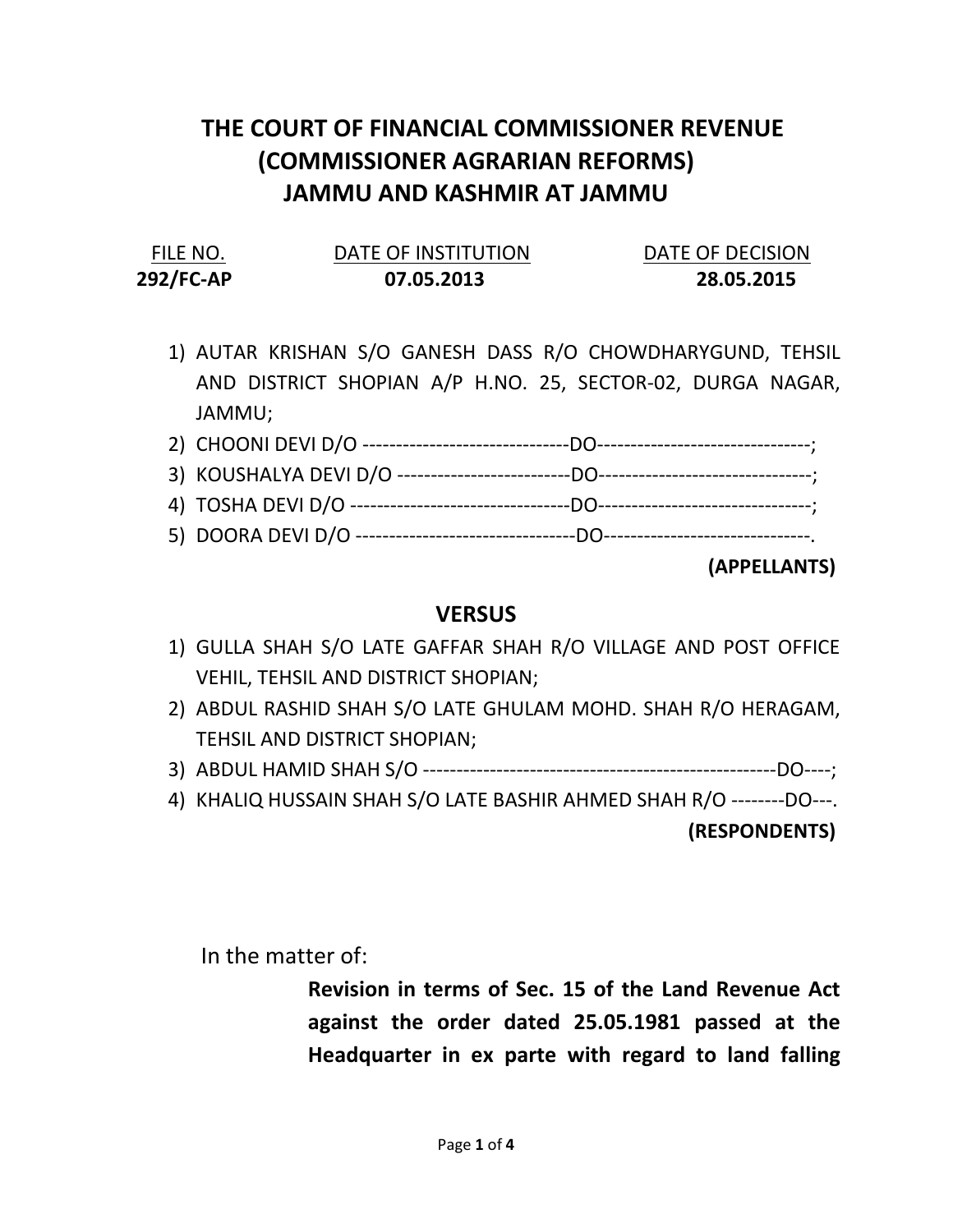# THE COURT OF FINANCIAL COMMISSIONER REVENUE (COMMISSIONER AGRARIAN REFORMS) JAMMU AND KASHMIR AT JAMMU

| FILE NO. | DATE OF INSTITUTION | DATE OF DECISION |
|---|---|---|
| **292/FC-AP** | **07.05.2013** | **28.05.2015** |

1) AUTAR KRISHAN S/O GANESH DASS R/O CHOWDHARYGUND, TEHSIL AND DISTRICT SHOPIAN A/P H.NO. 25, SECTOR-02, DURGA NAGAR, JAMMU;
2) CHOONI DEVI D/O -------------------------------DO--------------------------------;
3) KOUSHALYA DEVI D/O --------------------------DO--------------------------------;
4) TOSHA DEVI D/O ---------------------------------DO--------------------------------;
5) DOORA DEVI D/O ---------------------------------DO-------------------------------.

**(APPELLANTS)**

## VERSUS

1) GULLA SHAH S/O LATE GAFFAR SHAH R/O VILLAGE AND POST OFFICE VEHIL, TEHSIL AND DISTRICT SHOPIAN;
2) ABDUL RASHID SHAH S/O LATE GHULAM MOHD. SHAH R/O HERAGAM, TEHSIL AND DISTRICT SHOPIAN;
3) ABDUL HAMID SHAH S/O -----------------------------------------------------DO----;
4) KHALIQ HUSSAIN SHAH S/O LATE BASHIR AHMED SHAH R/O --------DO---.

**(RESPONDENTS)**

In the matter of:

**Revision in terms of Sec. 15 of the Land Revenue Act against the order dated 25.05.1981 passed at the Headquarter in ex parte with regard to land falling**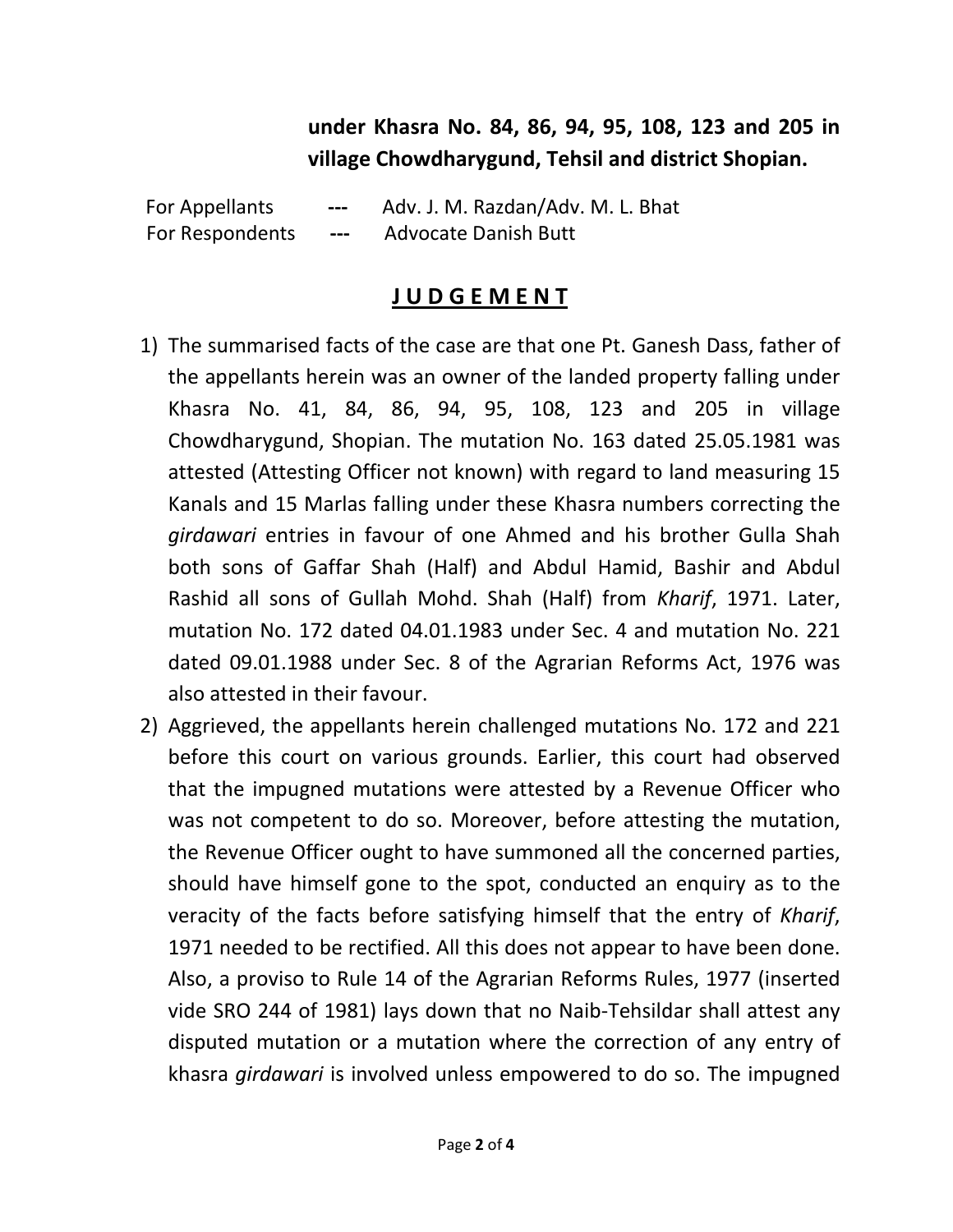**under Khasra No. 84, 86, 94, 95, 108, 123 and 205 in village Chowdharygund, Tehsil and district Shopian.**

For Appellants --- Adv. J. M. Razdan/Adv. M. L. Bhat
For Respondents --- Advocate Danish Butt

## JUDGEMENT

1) The summarised facts of the case are that one Pt. Ganesh Dass, father of the appellants herein was an owner of the landed property falling under Khasra No. 41, 84, 86, 94, 95, 108, 123 and 205 in village Chowdharygund, Shopian. The mutation No. 163 dated 25.05.1981 was attested (Attesting Officer not known) with regard to land measuring 15 Kanals and 15 Marlas falling under these Khasra numbers correcting the *girdawari* entries in favour of one Ahmed and his brother Gulla Shah both sons of Gaffar Shah (Half) and Abdul Hamid, Bashir and Abdul Rashid all sons of Gullah Mohd. Shah (Half) from *Kharif*, 1971. Later, mutation No. 172 dated 04.01.1983 under Sec. 4 and mutation No. 221 dated 09.01.1988 under Sec. 8 of the Agrarian Reforms Act, 1976 was also attested in their favour.

2) Aggrieved, the appellants herein challenged mutations No. 172 and 221 before this court on various grounds. Earlier, this court had observed that the impugned mutations were attested by a Revenue Officer who was not competent to do so. Moreover, before attesting the mutation, the Revenue Officer ought to have summoned all the concerned parties, should have himself gone to the spot, conducted an enquiry as to the veracity of the facts before satisfying himself that the entry of *Kharif*, 1971 needed to be rectified. All this does not appear to have been done. Also, a proviso to Rule 14 of the Agrarian Reforms Rules, 1977 (inserted vide SRO 244 of 1981) lays down that no Naib-Tehsildar shall attest any disputed mutation or a mutation where the correction of any entry of khasra *girdawari* is involved unless empowered to do so. The impugned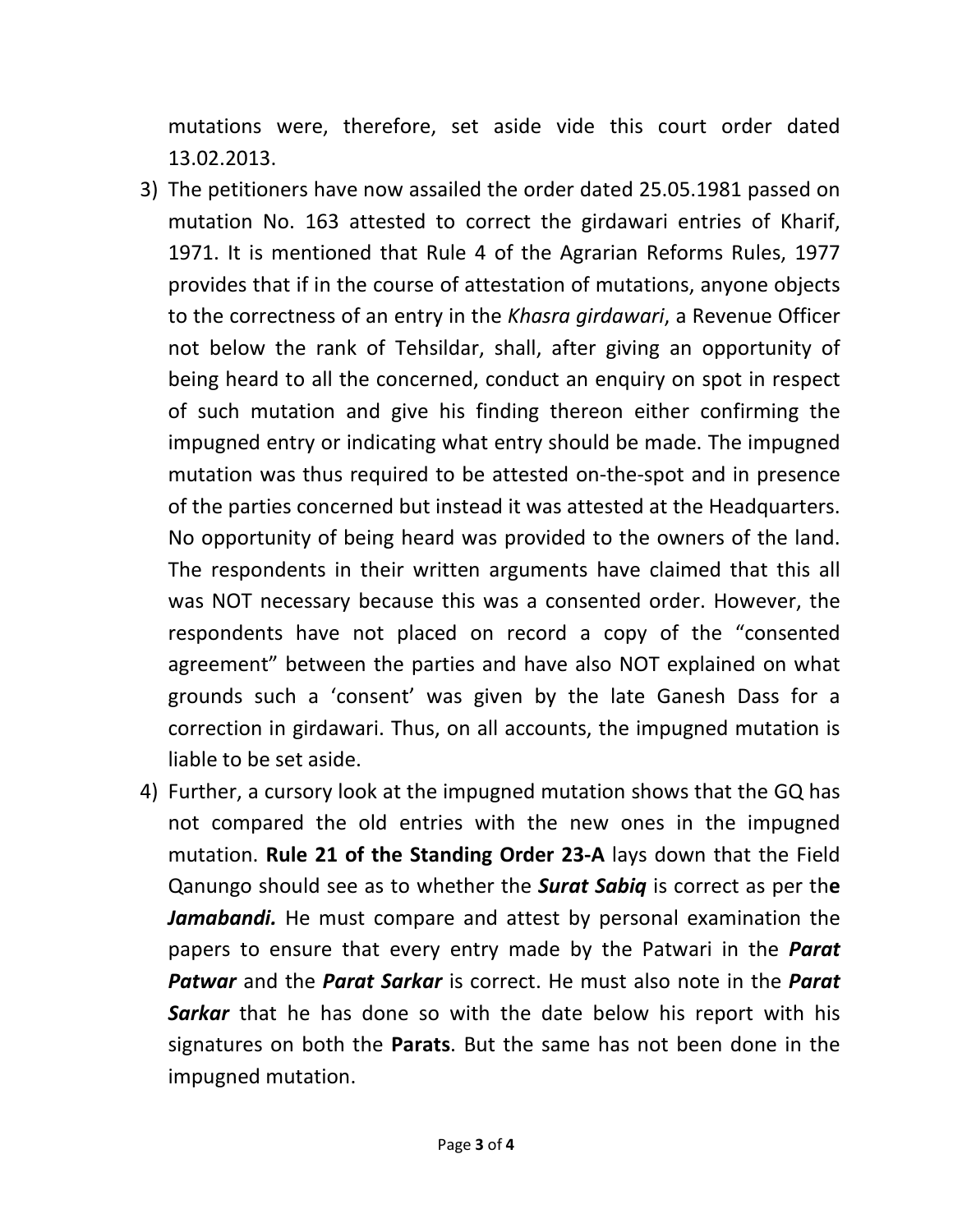mutations were, therefore, set aside vide this court order dated 13.02.2013.

3) The petitioners have now assailed the order dated 25.05.1981 passed on mutation No. 163 attested to correct the girdawari entries of Kharif, 1971. It is mentioned that Rule 4 of the Agrarian Reforms Rules, 1977 provides that if in the course of attestation of mutations, anyone objects to the correctness of an entry in the *Khasra girdawari*, a Revenue Officer not below the rank of Tehsildar, shall, after giving an opportunity of being heard to all the concerned, conduct an enquiry on spot in respect of such mutation and give his finding thereon either confirming the impugned entry or indicating what entry should be made. The impugned mutation was thus required to be attested on-the-spot and in presence of the parties concerned but instead it was attested at the Headquarters. No opportunity of being heard was provided to the owners of the land. The respondents in their written arguments have claimed that this all was NOT necessary because this was a consented order. However, the respondents have not placed on record a copy of the "consented agreement" between the parties and have also NOT explained on what grounds such a 'consent' was given by the late Ganesh Dass for a correction in girdawari. Thus, on all accounts, the impugned mutation is liable to be set aside.

4) Further, a cursory look at the impugned mutation shows that the GQ has not compared the old entries with the new ones in the impugned mutation. **Rule 21 of the Standing Order 23-A** lays down that the Field Qanungo should see as to whether the ***Surat Sabiq*** is correct as per the ***Jamabandi.*** He must compare and attest by personal examination the papers to ensure that every entry made by the Patwari in the ***Parat Patwar*** and the ***Parat Sarkar*** is correct. He must also note in the ***Parat Sarkar*** that he has done so with the date below his report with his signatures on both the **Parats**. But the same has not been done in the impugned mutation.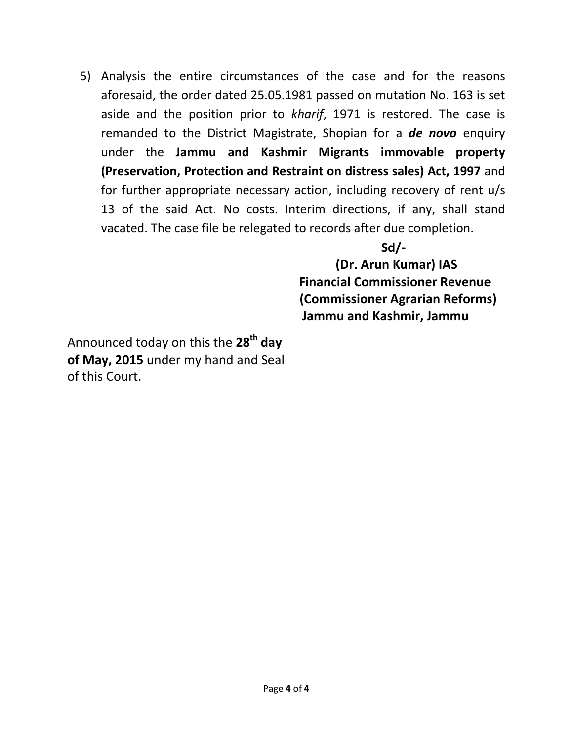5) Analysis the entire circumstances of the case and for the reasons aforesaid, the order dated 25.05.1981 passed on mutation No. 163 is set aside and the position prior to *kharif*, 1971 is restored. The case is remanded to the District Magistrate, Shopian for a ***de novo*** enquiry under the **Jammu and Kashmir Migrants immovable property (Preservation, Protection and Restraint on distress sales) Act, 1997** and for further appropriate necessary action, including recovery of rent u/s 13 of the said Act. No costs. Interim directions, if any, shall stand vacated. The case file be relegated to records after due completion.

**Sd/-**

**(Dr. Arun Kumar) IAS**
**Financial Commissioner Revenue**
**(Commissioner Agrarian Reforms)**
**Jammu and Kashmir, Jammu**

Announced today on this the **28th day of May, 2015** under my hand and Seal of this Court.